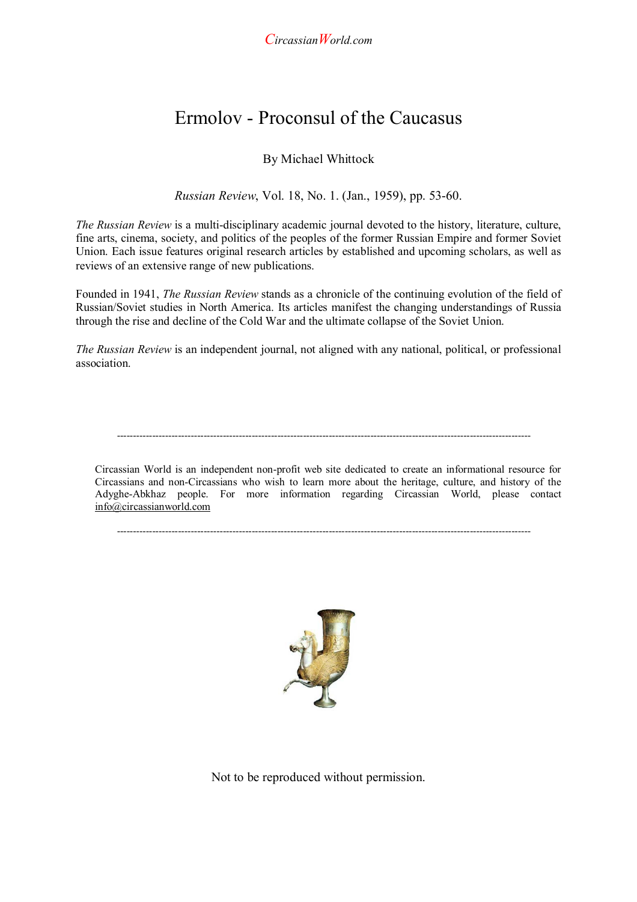*CircassianWorld.com*

# Ermolov - Proconsul of the Caucasus

By Michael Whittock

*Russian Review*, Vol. 18, No. 1. (Jan., 1959), pp. 53-60.

*The Russian Review* is a multi-disciplinary academic journal devoted to the history, literature, culture, fine arts, cinema, society, and politics of the peoples of the former Russian Empire and former Soviet Union. Each issue features original research articles by established and upcoming scholars, as well as reviews of an extensive range of new publications.

Founded in 1941, *The Russian Review* stands as a chronicle of the continuing evolution of the field of Russian/Soviet studies in North America. Its articles manifest the changing understandings of Russia through the rise and decline of the Cold War and the ultimate collapse of the Soviet Union.

*The Russian Review* is an independent journal, not aligned with any national, political, or professional association.

---

Circassian World is an independent non-profit web site dedicated to create an informational resource for Circassians and non-Circassians who wish to learn more about the heritage, culture, and history of the Adyghe-Abkhaz people. For more information regarding Circassian World, please contact info@circassianworld.com

---

Not to be reproduced without permission.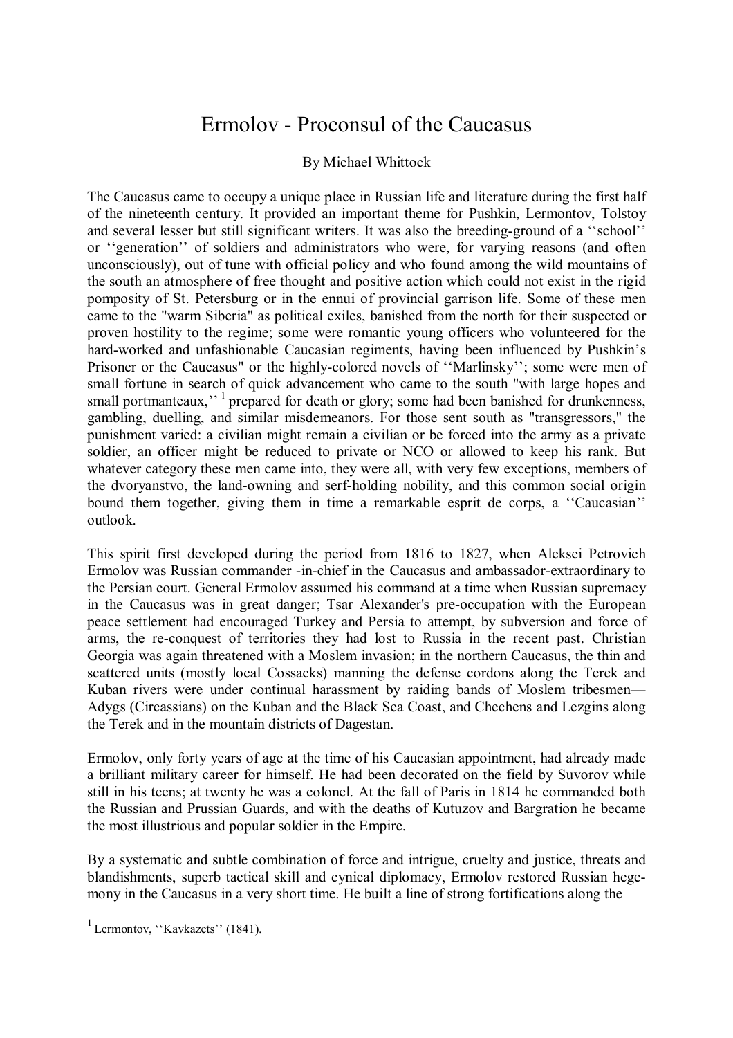# Ermolov - Proconsul of the Caucasus

By Michael Whittock

The Caucasus came to occupy a unique place in Russian life and literature during the first half of the nineteenth century. It provided an important theme for Pushkin, Lermontov, Tolstoy and several lesser but still significant writers. It was also the breeding-ground of a ''school'' or ''generation'' of soldiers and administrators who were, for varying reasons (and often unconsciously), out of tune with official policy and who found among the wild mountains of the south an atmosphere of free thought and positive action which could not exist in the rigid pomposity of St. Petersburg or in the ennui of provincial garrison life. Some of these men came to the "warm Siberia" as political exiles, banished from the north for their suspected or proven hostility to the regime; some were romantic young officers who volunteered for the hard-worked and unfashionable Caucasian regiments, having been influenced by Pushkin's Prisoner or the Caucasus" or the highly-colored novels of ''Marlinsky''; some were men of small fortune in search of quick advancement who came to the south "with large hopes and small portmanteaux,''[1] prepared for death or glory; some had been banished for drunkenness, gambling, duelling, and similar misdemeanors. For those sent south as "transgressors," the punishment varied: a civilian might remain a civilian or be forced into the army as a private soldier, an officer might be reduced to private or NCO or allowed to keep his rank. But whatever category these men came into, they were all, with very few exceptions, members of the dvoryanstvo, the land-owning and serf-holding nobility, and this common social origin bound them together, giving them in time a remarkable esprit de corps, a ''Caucasian'' outlook.

This spirit first developed during the period from 1816 to 1827, when Aleksei Petrovich Ermolov was Russian commander -in-chief in the Caucasus and ambassador-extraordinary to the Persian court. General Ermolov assumed his command at a time when Russian supremacy in the Caucasus was in great danger; Tsar Alexander's pre-occupation with the European peace settlement had encouraged Turkey and Persia to attempt, by subversion and force of arms, the re-conquest of territories they had lost to Russia in the recent past. Christian Georgia was again threatened with a Moslem invasion; in the northern Caucasus, the thin and scattered units (mostly local Cossacks) manning the defense cordons along the Terek and Kuban rivers were under continual harassment by raiding bands of Moslem tribesmen—Adygs (Circassians) on the Kuban and the Black Sea Coast, and Chechens and Lezgins along the Terek and in the mountain districts of Dagestan.

Ermolov, only forty years of age at the time of his Caucasian appointment, had already made a brilliant military career for himself. He had been decorated on the field by Suvorov while still in his teens; at twenty he was a colonel. At the fall of Paris in 1814 he commanded both the Russian and Prussian Guards, and with the deaths of Kutuzov and Bargration he became the most illustrious and popular soldier in the Empire.

By a systematic and subtle combination of force and intrigue, cruelty and justice, threats and blandishments, superb tactical skill and cynical diplomacy, Ermolov restored Russian hegemony in the Caucasus in a very short time. He built a line of strong fortifications along the

[1] Lermontov, ''Kavkazets'' (1841).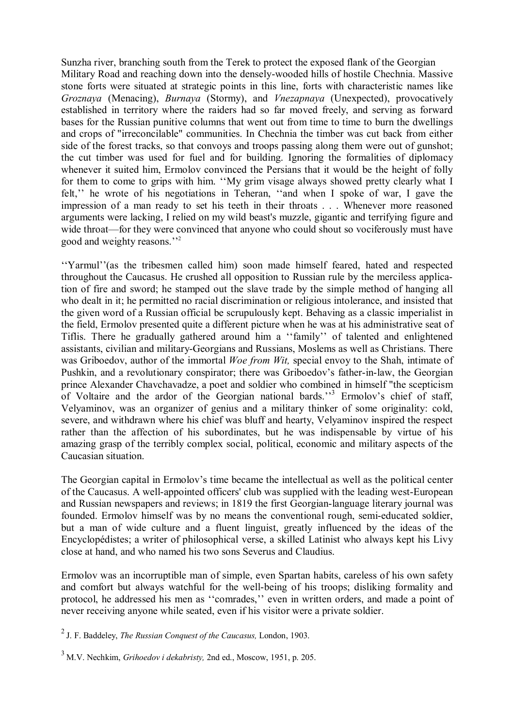Sunzha river, branching south from the Terek to protect the exposed flank of the Georgian Military Road and reaching down into the densely-wooded hills of hostile Chechnia. Massive stone forts were situated at strategic points in this line, forts with characteristic names like *Groznaya* (Menacing), *Burnaya* (Stormy), and *Vnezapnaya* (Unexpected), provocatively established in territory where the raiders had so far moved freely, and serving as forward bases for the Russian punitive columns that went out from time to time to burn the dwellings and crops of "irreconcilable" communities. In Chechnia the timber was cut back from either side of the forest tracks, so that convoys and troops passing along them were out of gunshot; the cut timber was used for fuel and for building. Ignoring the formalities of diplomacy whenever it suited him, Ermolov convinced the Persians that it would be the height of folly for them to come to grips with him. ''My grim visage always showed pretty clearly what I felt,'' he wrote of his negotiations in Teheran, ''and when I spoke of war, I gave the impression of a man ready to set his teeth in their throats . . . Whenever more reasoned arguments were lacking, I relied on my wild beast's muzzle, gigantic and terrifying figure and wide throat—for they were convinced that anyone who could shout so vociferously must have good and weighty reasons.''[2]

''Yarmul''(as the tribesmen called him) soon made himself feared, hated and respected throughout the Caucasus. He crushed all opposition to Russian rule by the merciless application of fire and sword; he stamped out the slave trade by the simple method of hanging all who dealt in it; he permitted no racial discrimination or religious intolerance, and insisted that the given word of a Russian official be scrupulously kept. Behaving as a classic imperialist in the field, Ermolov presented quite a different picture when he was at his administrative seat of Tiflis. There he gradually gathered around him a ''family'' of talented and enlightened assistants, civilian and military-Georgians and Russians, Moslems as well as Christians. There was Griboedov, author of the immortal *Woe from Wit,* special envoy to the Shah, intimate of Pushkin, and a revolutionary conspirator; there was Griboedov's father-in-law, the Georgian prince Alexander Chavchavadze, a poet and soldier who combined in himself "the scepticism of Voltaire and the ardor of the Georgian national bards.''[3] Ermolov's chief of staff, Velyaminov, was an organizer of genius and a military thinker of some originality: cold, severe, and withdrawn where his chief was bluff and hearty, Velyaminov inspired the respect rather than the affection of his subordinates, but he was indispensable by virtue of his amazing grasp of the terribly complex social, political, economic and military aspects of the Caucasian situation.

The Georgian capital in Ermolov's time became the intellectual as well as the political center of the Caucasus. A well-appointed officers' club was supplied with the leading west-European and Russian newspapers and reviews; in 1819 the first Georgian-language literary journal was founded. Ermolov himself was by no means the conventional rough, semi-educated soldier, but a man of wide culture and a fluent linguist, greatly influenced by the ideas of the Encyclopédistes; a writer of philosophical verse, a skilled Latinist who always kept his Livy close at hand, and who named his two sons Severus and Claudius.

Ermolov was an incorruptible man of simple, even Spartan habits, careless of his own safety and comfort but always watchful for the well-being of his troops; disliking formality and protocol, he addressed his men as ''comrades,'' even in written orders, and made a point of never receiving anyone while seated, even if his visitor were a private soldier.

[2] J. F. Baddeley, *The Russian Conquest of the Caucasus,* London, 1903.

[3] M.V. Nechkim, *Grihoedov i dekabristy,* 2nd ed., Moscow, 1951, p. 205.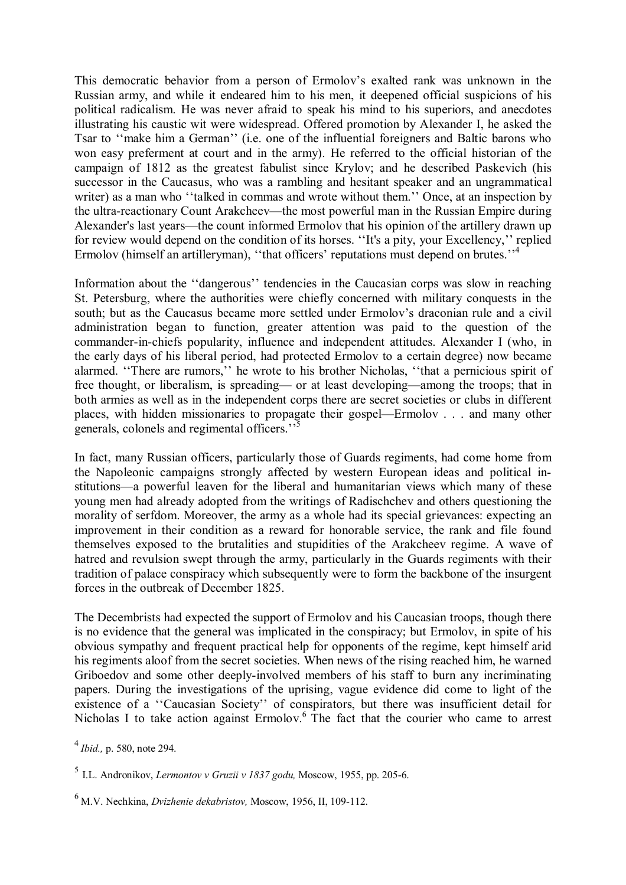This democratic behavior from a person of Ermolov's exalted rank was unknown in the Russian army, and while it endeared him to his men, it deepened official suspicions of his political radicalism. He was never afraid to speak his mind to his superiors, and anecdotes illustrating his caustic wit were widespread. Offered promotion by Alexander I, he asked the Tsar to ''make him a German'' (i.e. one of the influential foreigners and Baltic barons who won easy preferment at court and in the army). He referred to the official historian of the campaign of 1812 as the greatest fabulist since Krylov; and he described Paskevich (his successor in the Caucasus, who was a rambling and hesitant speaker and an ungrammatical writer) as a man who ''talked in commas and wrote without them.'' Once, at an inspection by the ultra-reactionary Count Arakcheev—the most powerful man in the Russian Empire during Alexander's last years—the count informed Ermolov that his opinion of the artillery drawn up for review would depend on the condition of its horses. ''It's a pity, your Excellency,'' replied Ermolov (himself an artilleryman), ''that officers' reputations must depend on brutes.''[4]

Information about the ''dangerous'' tendencies in the Caucasian corps was slow in reaching St. Petersburg, where the authorities were chiefly concerned with military conquests in the south; but as the Caucasus became more settled under Ermolov's draconian rule and a civil administration began to function, greater attention was paid to the question of the commander-in-chiefs popularity, influence and independent attitudes. Alexander I (who, in the early days of his liberal period, had protected Ermolov to a certain degree) now became alarmed. ''There are rumors,'' he wrote to his brother Nicholas, ''that a pernicious spirit of free thought, or liberalism, is spreading— or at least developing—among the troops; that in both armies as well as in the independent corps there are secret societies or clubs in different places, with hidden missionaries to propagate their gospel—Ermolov . . . and many other generals, colonels and regimental officers.''[5]

In fact, many Russian officers, particularly those of Guards regiments, had come home from the Napoleonic campaigns strongly affected by western European ideas and political institutions—a powerful leaven for the liberal and humanitarian views which many of these young men had already adopted from the writings of Radischchev and others questioning the morality of serfdom. Moreover, the army as a whole had its special grievances: expecting an improvement in their condition as a reward for honorable service, the rank and file found themselves exposed to the brutalities and stupidities of the Arakcheev regime. A wave of hatred and revulsion swept through the army, particularly in the Guards regiments with their tradition of palace conspiracy which subsequently were to form the backbone of the insurgent forces in the outbreak of December 1825.

The Decembrists had expected the support of Ermolov and his Caucasian troops, though there is no evidence that the general was implicated in the conspiracy; but Ermolov, in spite of his obvious sympathy and frequent practical help for opponents of the regime, kept himself arid his regiments aloof from the secret societies. When news of the rising reached him, he warned Griboedov and some other deeply-involved members of his staff to burn any incriminating papers. During the investigations of the uprising, vague evidence did come to light of the existence of a ''Caucasian Society'' of conspirators, but there was insufficient detail for Nicholas I to take action against Ermolov.[6] The fact that the courier who came to arrest

[4] *Ibid.,* p. 580, note 294.

[5] I.L. Andronikov, *Lermontov v Gruzii v 1837 godu,* Moscow, 1955, pp. 205-6.

[6] M.V. Nechkina, *Dvizhenie dekabristov,* Moscow, 1956, II, 109-112.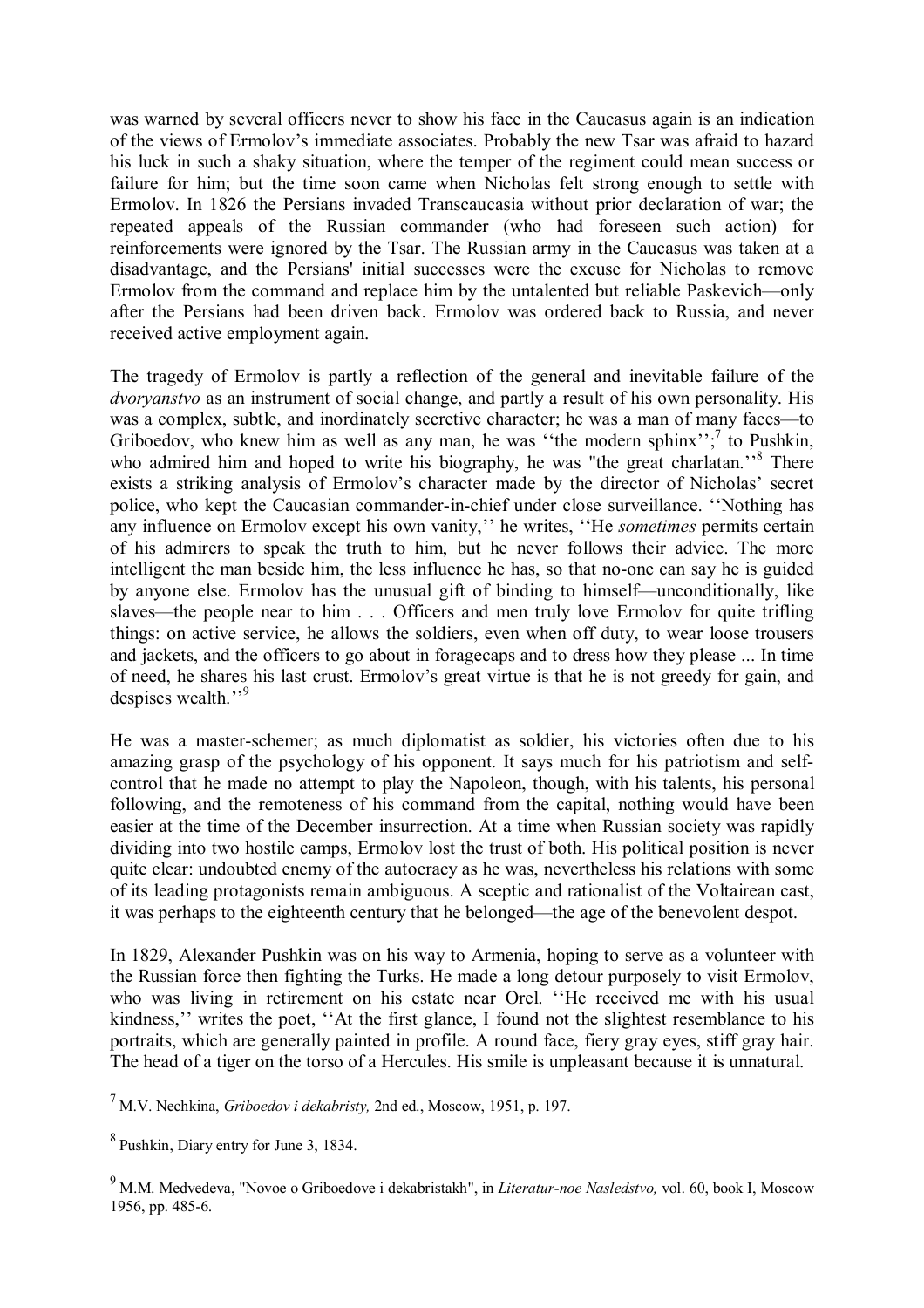was warned by several officers never to show his face in the Caucasus again is an indication of the views of Ermolov's immediate associates. Probably the new Tsar was afraid to hazard his luck in such a shaky situation, where the temper of the regiment could mean success or failure for him; but the time soon came when Nicholas felt strong enough to settle with Ermolov. In 1826 the Persians invaded Transcaucasia without prior declaration of war; the repeated appeals of the Russian commander (who had foreseen such action) for reinforcements were ignored by the Tsar. The Russian army in the Caucasus was taken at a disadvantage, and the Persians' initial successes were the excuse for Nicholas to remove Ermolov from the command and replace him by the untalented but reliable Paskevich—only after the Persians had been driven back. Ermolov was ordered back to Russia, and never received active employment again.

The tragedy of Ermolov is partly a reflection of the general and inevitable failure of the *dvoryanstvo* as an instrument of social change, and partly a result of his own personality. His was a complex, subtle, and inordinately secretive character; he was a man of many faces—to Griboedov, who knew him as well as any man, he was ''the modern sphinx'';[7] to Pushkin, who admired him and hoped to write his biography, he was "the great charlatan.''[8] There exists a striking analysis of Ermolov's character made by the director of Nicholas' secret police, who kept the Caucasian commander-in-chief under close surveillance. ''Nothing has any influence on Ermolov except his own vanity,'' he writes, ''He *sometimes* permits certain of his admirers to speak the truth to him, but he never follows their advice. The more intelligent the man beside him, the less influence he has, so that no-one can say he is guided by anyone else. Ermolov has the unusual gift of binding to himself—unconditionally, like slaves—the people near to him . . . Officers and men truly love Ermolov for quite trifling things: on active service, he allows the soldiers, even when off duty, to wear loose trousers and jackets, and the officers to go about in foragecaps and to dress how they please ... In time of need, he shares his last crust. Ermolov's great virtue is that he is not greedy for gain, and despises wealth.''[9]

He was a master-schemer; as much diplomatist as soldier, his victories often due to his amazing grasp of the psychology of his opponent. It says much for his patriotism and self-control that he made no attempt to play the Napoleon, though, with his talents, his personal following, and the remoteness of his command from the capital, nothing would have been easier at the time of the December insurrection. At a time when Russian society was rapidly dividing into two hostile camps, Ermolov lost the trust of both. His political position is never quite clear: undoubted enemy of the autocracy as he was, nevertheless his relations with some of its leading protagonists remain ambiguous. A sceptic and rationalist of the Voltairean cast, it was perhaps to the eighteenth century that he belonged—the age of the benevolent despot.

In 1829, Alexander Pushkin was on his way to Armenia, hoping to serve as a volunteer with the Russian force then fighting the Turks. He made a long detour purposely to visit Ermolov, who was living in retirement on his estate near Orel. ''He received me with his usual kindness,'' writes the poet, ''At the first glance, I found not the slightest resemblance to his portraits, which are generally painted in profile. A round face, fiery gray eyes, stiff gray hair. The head of a tiger on the torso of a Hercules. His smile is unpleasant because it is unnatural.

[7] M.V. Nechkina, *Griboedov i dekabristy,* 2nd ed., Moscow, 1951, p. 197.

[8] Pushkin, Diary entry for June 3, 1834.

[9] M.M. Medvedeva, "Novoe o Griboedove i dekabristakh", in *Literatur-noe Nasledstvo,* vol. 60, book I, Moscow 1956, pp. 485-6.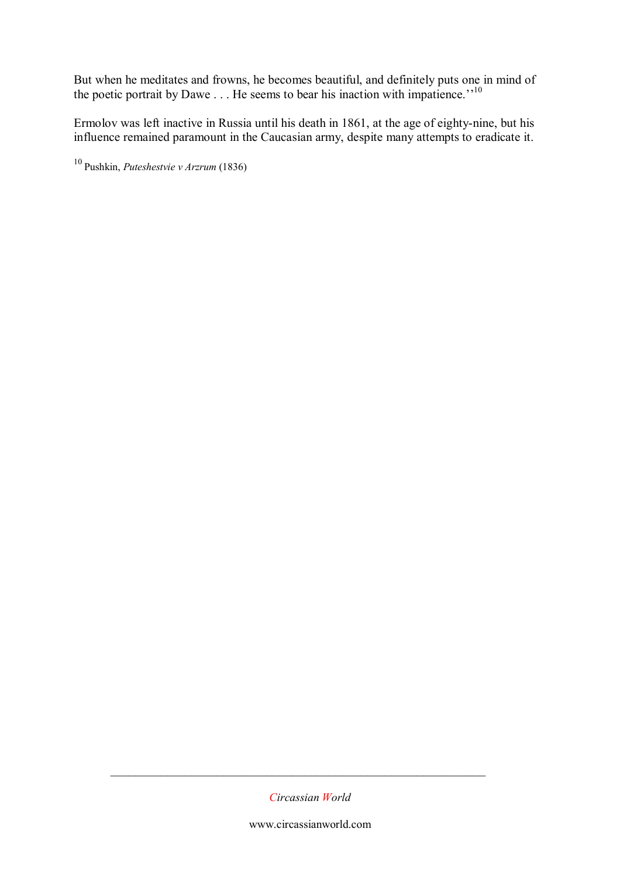But when he meditates and frowns, he becomes beautiful, and definitely puts one in mind of the poetic portrait by Dawe . . . He seems to bear his inaction with impatience.''[10]

Ermolov was left inactive in Russia until his death in 1861, at the age of eighty-nine, but his influence remained paramount in the Caucasian army, despite many attempts to eradicate it.

[10] Pushkin, *Puteshestvie v Arzrum* (1836)